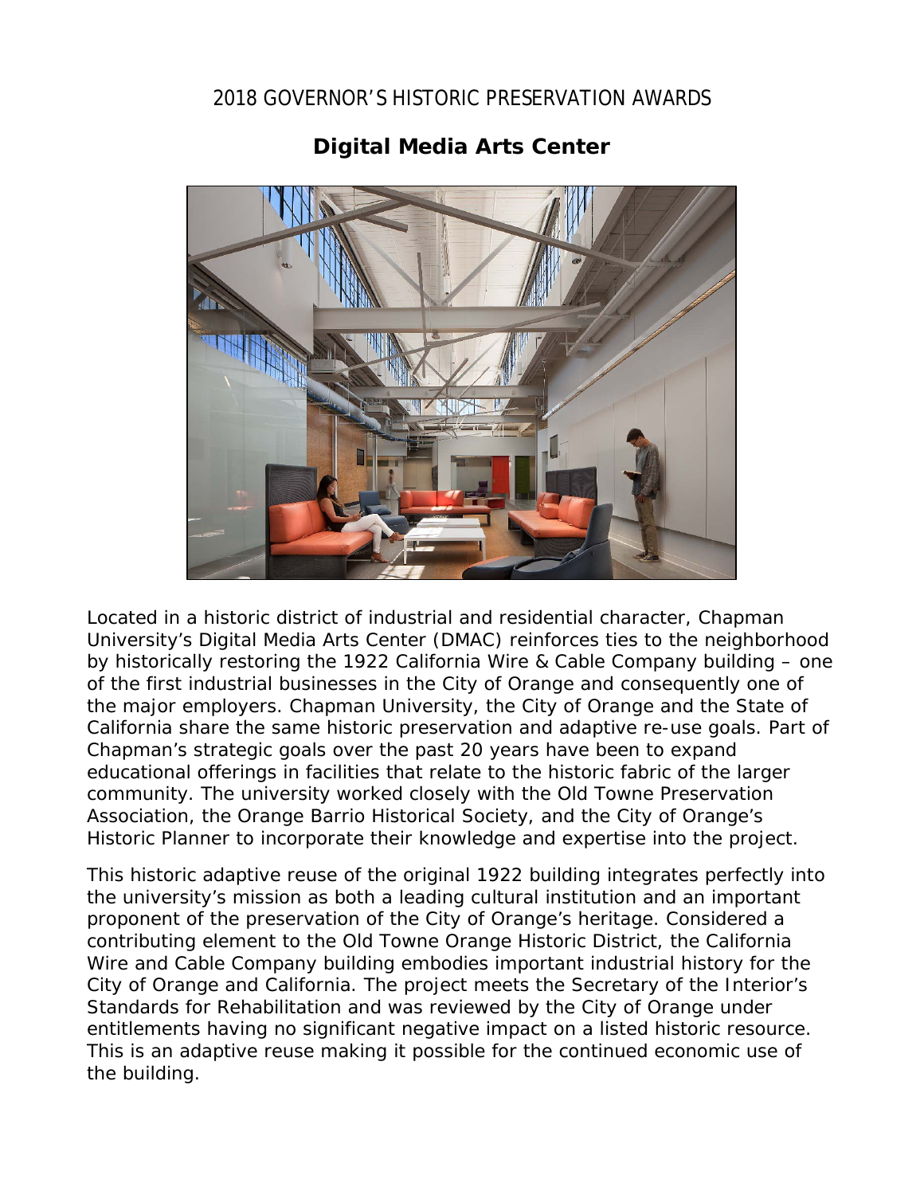2018 GOVERNOR'S HISTORIC PRESERVATION AWARDS

# Digital Media Arts Center

Located in a historic district of industrial and residential character, Chapman University's Digital Media Arts Center (DMAC) reinforces ties to the neighborhood by historically restoring the 1922 California Wire & Cable Company building – one of the first industrial businesses in the City of Orange and consequently one of the major employers. Chapman University, the City of Orange and the State of California share the same historic preservation and adaptive re-use goals. Part of Chapman's strategic goals over the past 20 years have been to expand educational offerings in facilities that relate to the historic fabric of the larger community. The university worked closely with the Old Towne Preservation Association, the Orange Barrio Historical Society, and the City of Orange's Historic Planner to incorporate their knowledge and expertise into the project.

This historic adaptive reuse of the original 1922 building integrates perfectly into the university's mission as both a leading cultural institution and an important proponent of the preservation of the City of Orange's heritage. Considered a contributing element to the Old Towne Orange Historic District, the California Wire and Cable Company building embodies important industrial history for the City of Orange and California. The project meets the Secretary of the Interior's Standards for Rehabilitation and was reviewed by the City of Orange under entitlements having no significant negative impact on a listed historic resource. This is an adaptive reuse making it possible for the continued economic use of the building.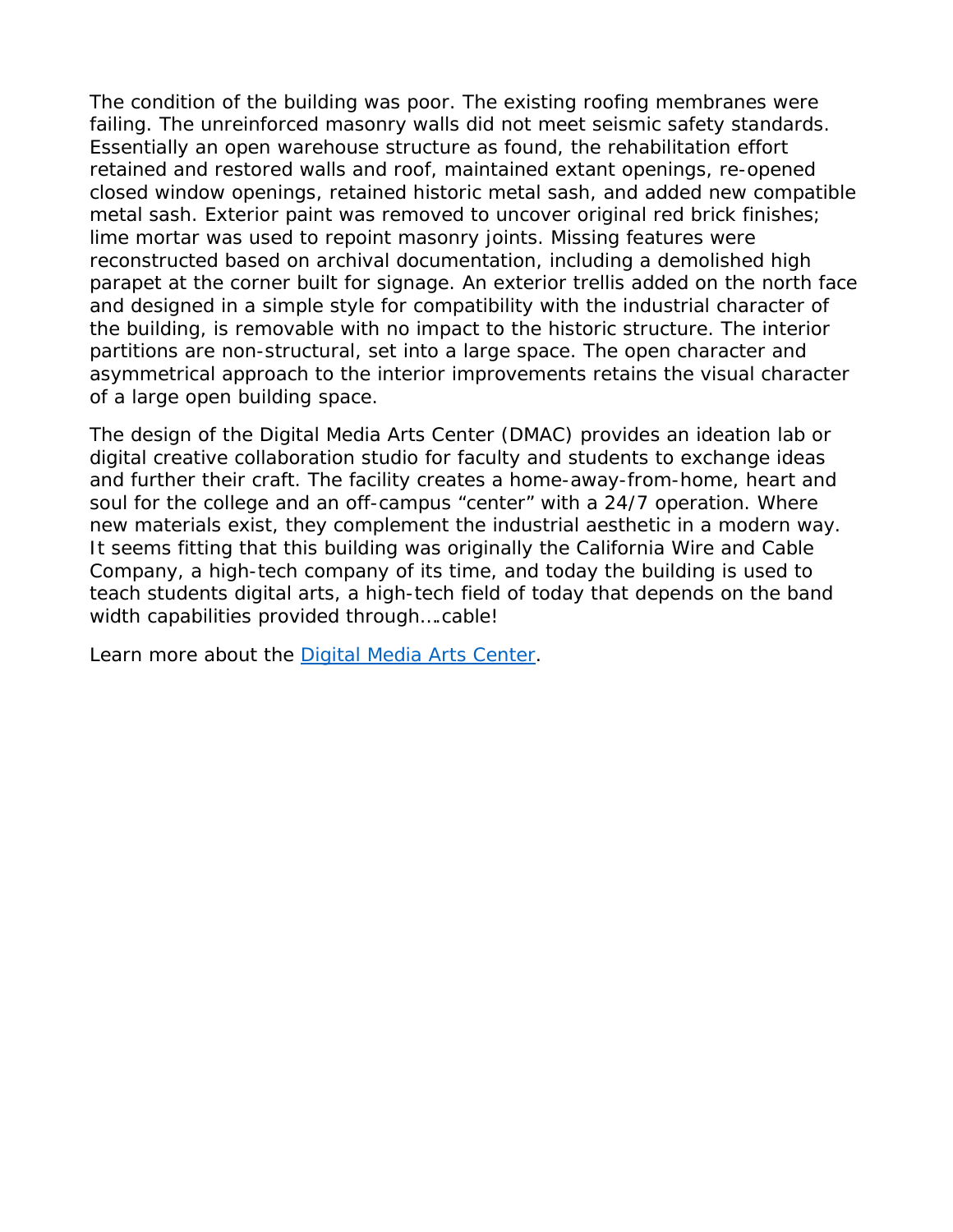The condition of the building was poor. The existing roofing membranes were failing. The unreinforced masonry walls did not meet seismic safety standards. Essentially an open warehouse structure as found, the rehabilitation effort retained and restored walls and roof, maintained extant openings, re-opened closed window openings, retained historic metal sash, and added new compatible metal sash. Exterior paint was removed to uncover original red brick finishes; lime mortar was used to repoint masonry joints. Missing features were reconstructed based on archival documentation, including a demolished high parapet at the corner built for signage. An exterior trellis added on the north face and designed in a simple style for compatibility with the industrial character of the building, is removable with no impact to the historic structure. The interior partitions are non-structural, set into a large space. The open character and asymmetrical approach to the interior improvements retains the visual character of a large open building space.

The design of the Digital Media Arts Center (DMAC) provides an ideation lab or digital creative collaboration studio for faculty and students to exchange ideas and further their craft. The facility creates a home-away-from-home, heart and soul for the college and an off-campus "center" with a 24/7 operation. Where new materials exist, they complement the industrial aesthetic in a modern way. It seems fitting that this building was originally the California Wire and Cable Company, a high-tech company of its time, and today the building is used to teach students digital arts, a high-tech field of today that depends on the band width capabilities provided through….cable!

Learn more about the [Digital Media Arts Center](#).